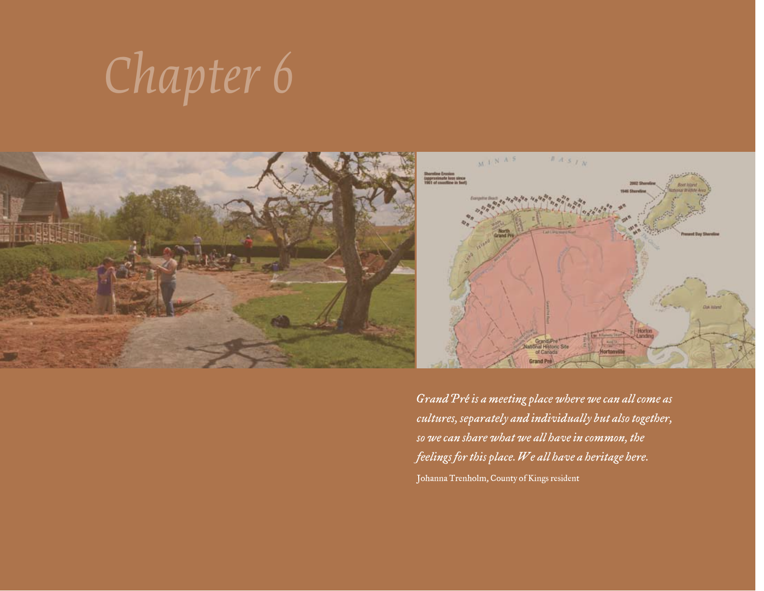# Chapter 6

*Grand Pré is a meeting place where we can all come as cultures, separately and individually but also together, so we can share what we all have in common, the feelings for this place. We all have a heritage here.*

Johanna Trenholm, County of Kings resident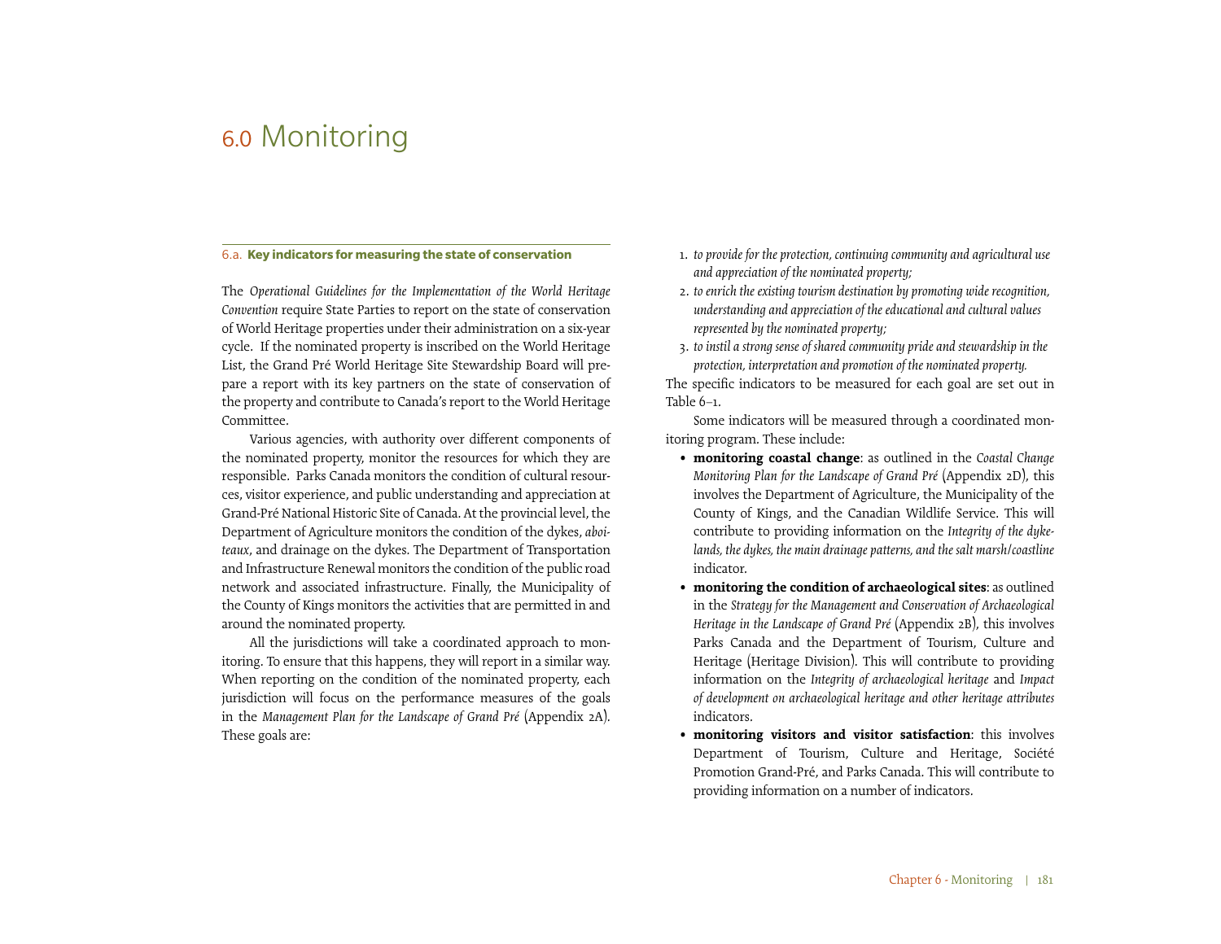# 6.0 Monitoring

## 6.a. Key indicators for measuring the state of conservation

The *Operational Guidelines for the Implementation of the World Heritage Convention* require State Parties to report on the state of conservation of World Heritage properties under their administration on a six-year cycle. If the nominated property is inscribed on the World Heritage List, the Grand Pré World Heritage Site Stewardship Board will prepare a report with its key partners on the state of conservation of the property and contribute to Canada's report to the World Heritage Committee.

Various agencies, with authority over different components of the nominated property, monitor the resources for which they are responsible. Parks Canada monitors the condition of cultural resources, visitor experience, and public understanding and appreciation at Grand-Pré National Historic Site of Canada. At the provincial level, the Department of Agriculture monitors the condition of the dykes, *aboiteaux*, and drainage on the dykes. The Department of Transportation and Infrastructure Renewal monitors the condition of the public road network and associated infrastructure. Finally, the Municipality of the County of Kings monitors the activities that are permitted in and around the nominated property.

All the jurisdictions will take a coordinated approach to monitoring. To ensure that this happens, they will report in a similar way. When reporting on the condition of the nominated property, each jurisdiction will focus on the performance measures of the goals in the *Management Plan for the Landscape of Grand Pré* (Appendix 2A). These goals are:

1. *to provide for the protection, continuing community and agricultural use and appreciation of the nominated property;*
2. *to enrich the existing tourism destination by promoting wide recognition, understanding and appreciation of the educational and cultural values represented by the nominated property;*
3. *to instil a strong sense of shared community pride and stewardship in the protection, interpretation and promotion of the nominated property.*

The specific indicators to be measured for each goal are set out in Table 6–1.

Some indicators will be measured through a coordinated monitoring program. These include:

- **monitoring coastal change**: as outlined in the *Coastal Change Monitoring Plan for the Landscape of Grand Pré* (Appendix 2D), this involves the Department of Agriculture, the Municipality of the County of Kings, and the Canadian Wildlife Service. This will contribute to providing information on the *Integrity of the dykelands, the dykes, the main drainage patterns, and the salt marsh/coastline* indicator.
- **monitoring the condition of archaeological sites**: as outlined in the *Strategy for the Management and Conservation of Archaeological Heritage in the Landscape of Grand Pré* (Appendix 2B), this involves Parks Canada and the Department of Tourism, Culture and Heritage (Heritage Division). This will contribute to providing information on the *Integrity of archaeological heritage* and *Impact of development on archaeological heritage and other heritage attributes* indicators.
- **monitoring visitors and visitor satisfaction**: this involves Department of Tourism, Culture and Heritage, Société Promotion Grand-Pré, and Parks Canada. This will contribute to providing information on a number of indicators.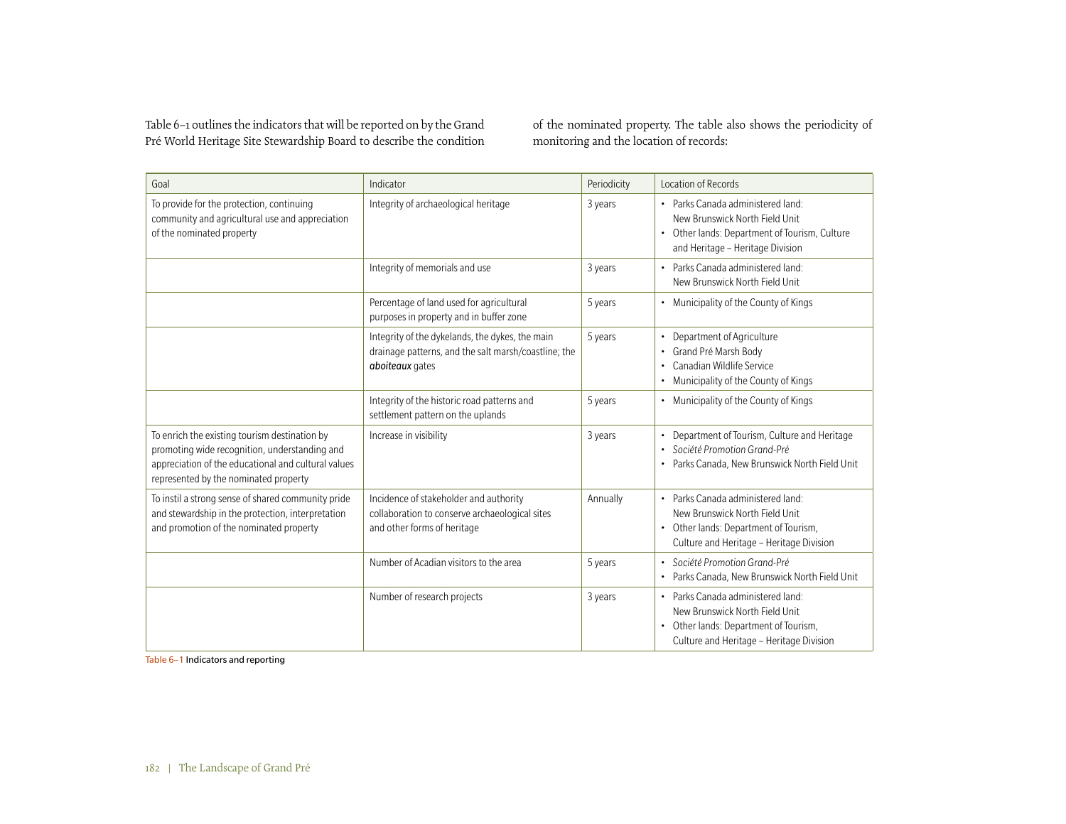Table 6–1 outlines the indicators that will be reported on by the Grand Pré World Heritage Site Stewardship Board to describe the condition of the nominated property. The table also shows the periodicity of monitoring and the location of records:

| Goal | Indicator | Periodicity | Location of Records |
|---|---|---|---|
| To provide for the protection, continuing community and agricultural use and appreciation of the nominated property | Integrity of archaeological heritage | 3 years | • Parks Canada administered land: New Brunswick North Field Unit<br>• Other lands: Department of Tourism, Culture and Heritage – Heritage Division |
| | Integrity of memorials and use | 3 years | • Parks Canada administered land: New Brunswick North Field Unit |
| | Percentage of land used for agricultural purposes in property and in buffer zone | 5 years | • Municipality of the County of Kings |
| | Integrity of the dykelands, the dykes, the main drainage patterns, and the salt marsh/coastline; the ***aboiteaux*** gates | 5 years | • Department of Agriculture<br>• Grand Pré Marsh Body<br>• Canadian Wildlife Service<br>• Municipality of the County of Kings |
| | Integrity of the historic road patterns and settlement pattern on the uplands | 5 years | • Municipality of the County of Kings |
| To enrich the existing tourism destination by promoting wide recognition, understanding and appreciation of the educational and cultural values represented by the nominated property | Increase in visibility | 3 years | • Department of Tourism, Culture and Heritage<br>• *Société Promotion Grand-Pré*<br>• Parks Canada, New Brunswick North Field Unit |
| To instil a strong sense of shared community pride and stewardship in the protection, interpretation and promotion of the nominated property | Incidence of stakeholder and authority collaboration to conserve archaeological sites and other forms of heritage | Annually | • Parks Canada administered land: New Brunswick North Field Unit<br>• Other lands: Department of Tourism, Culture and Heritage – Heritage Division |
| | Number of Acadian visitors to the area | 5 years | • *Société Promotion Grand-Pré*<br>• Parks Canada, New Brunswick North Field Unit |
| | Number of research projects | 3 years | • Parks Canada administered land: New Brunswick North Field Unit<br>• Other lands: Department of Tourism, Culture and Heritage – Heritage Division |

Table 6–1 **Indicators and reporting**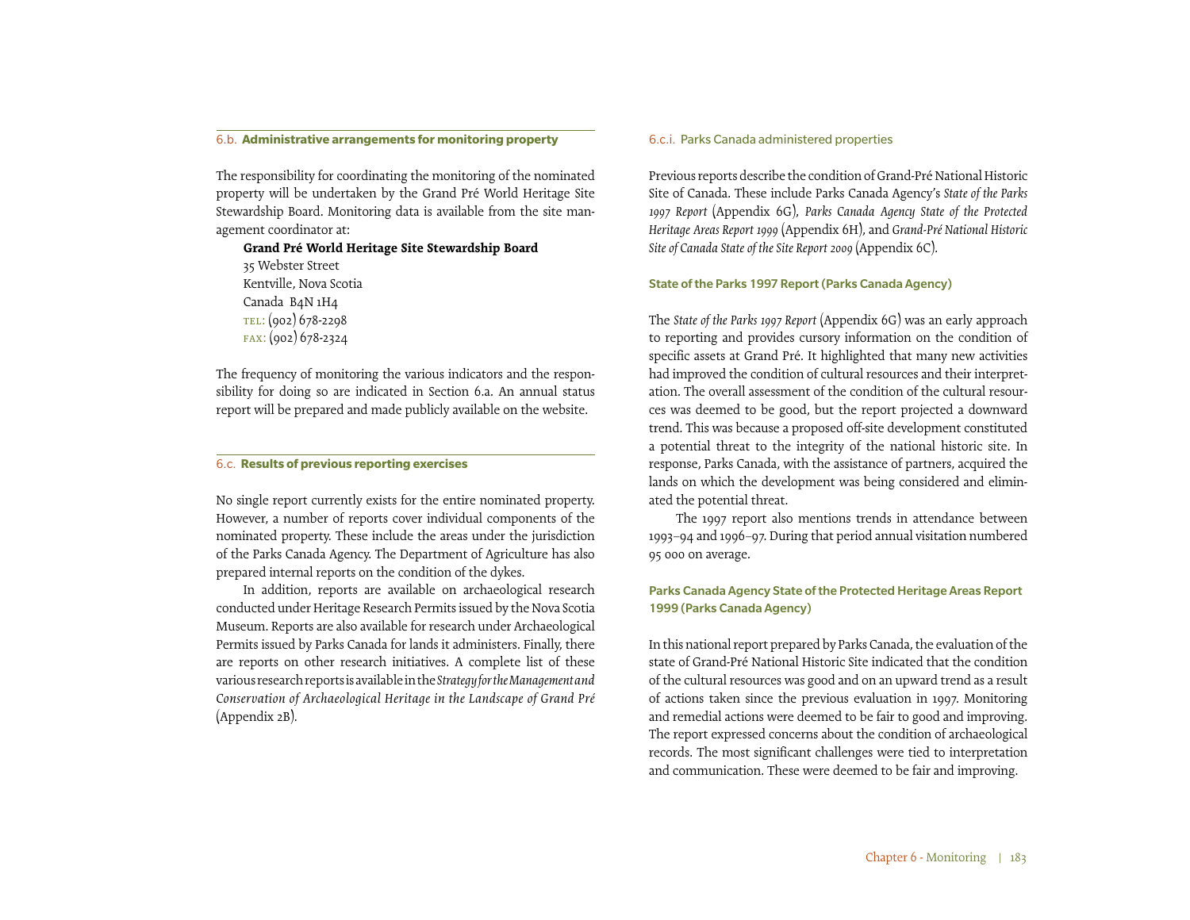## 6.b. Administrative arrangements for monitoring property

The responsibility for coordinating the monitoring of the nominated property will be undertaken by the Grand Pré World Heritage Site Stewardship Board. Monitoring data is available from the site management coordinator at:

**Grand Pré World Heritage Site Stewardship Board**
35 Webster Street
Kentville, Nova Scotia
Canada B4N 1H4
TEL: (902) 678-2298
FAX: (902) 678-2324

The frequency of monitoring the various indicators and the responsibility for doing so are indicated in Section 6.a. An annual status report will be prepared and made publicly available on the website.

## 6.c. Results of previous reporting exercises

No single report currently exists for the entire nominated property. However, a number of reports cover individual components of the nominated property. These include the areas under the jurisdiction of the Parks Canada Agency. The Department of Agriculture has also prepared internal reports on the condition of the dykes.

In addition, reports are available on archaeological research conducted under Heritage Research Permits issued by the Nova Scotia Museum. Reports are also available for research under Archaeological Permits issued by Parks Canada for lands it administers. Finally, there are reports on other research initiatives. A complete list of these various research reports is available in the *Strategy for the Management and Conservation of Archaeological Heritage in the Landscape of Grand Pré* (Appendix 2B).

### 6.c.i. Parks Canada administered properties

Previous reports describe the condition of Grand-Pré National Historic Site of Canada. These include Parks Canada Agency's *State of the Parks 1997 Report* (Appendix 6G), *Parks Canada Agency State of the Protected Heritage Areas Report 1999* (Appendix 6H), and *Grand-Pré National Historic Site of Canada State of the Site Report 2009* (Appendix 6C).

#### State of the Parks 1997 Report (Parks Canada Agency)

The *State of the Parks 1997 Report* (Appendix 6G) was an early approach to reporting and provides cursory information on the condition of specific assets at Grand Pré. It highlighted that many new activities had improved the condition of cultural resources and their interpretation. The overall assessment of the condition of the cultural resources was deemed to be good, but the report projected a downward trend. This was because a proposed off-site development constituted a potential threat to the integrity of the national historic site. In response, Parks Canada, with the assistance of partners, acquired the lands on which the development was being considered and eliminated the potential threat.

The 1997 report also mentions trends in attendance between 1993–94 and 1996–97. During that period annual visitation numbered 95 000 on average.

#### Parks Canada Agency State of the Protected Heritage Areas Report 1999 (Parks Canada Agency)

In this national report prepared by Parks Canada, the evaluation of the state of Grand-Pré National Historic Site indicated that the condition of the cultural resources was good and on an upward trend as a result of actions taken since the previous evaluation in 1997. Monitoring and remedial actions were deemed to be fair to good and improving. The report expressed concerns about the condition of archaeological records. The most significant challenges were tied to interpretation and communication. These were deemed to be fair and improving.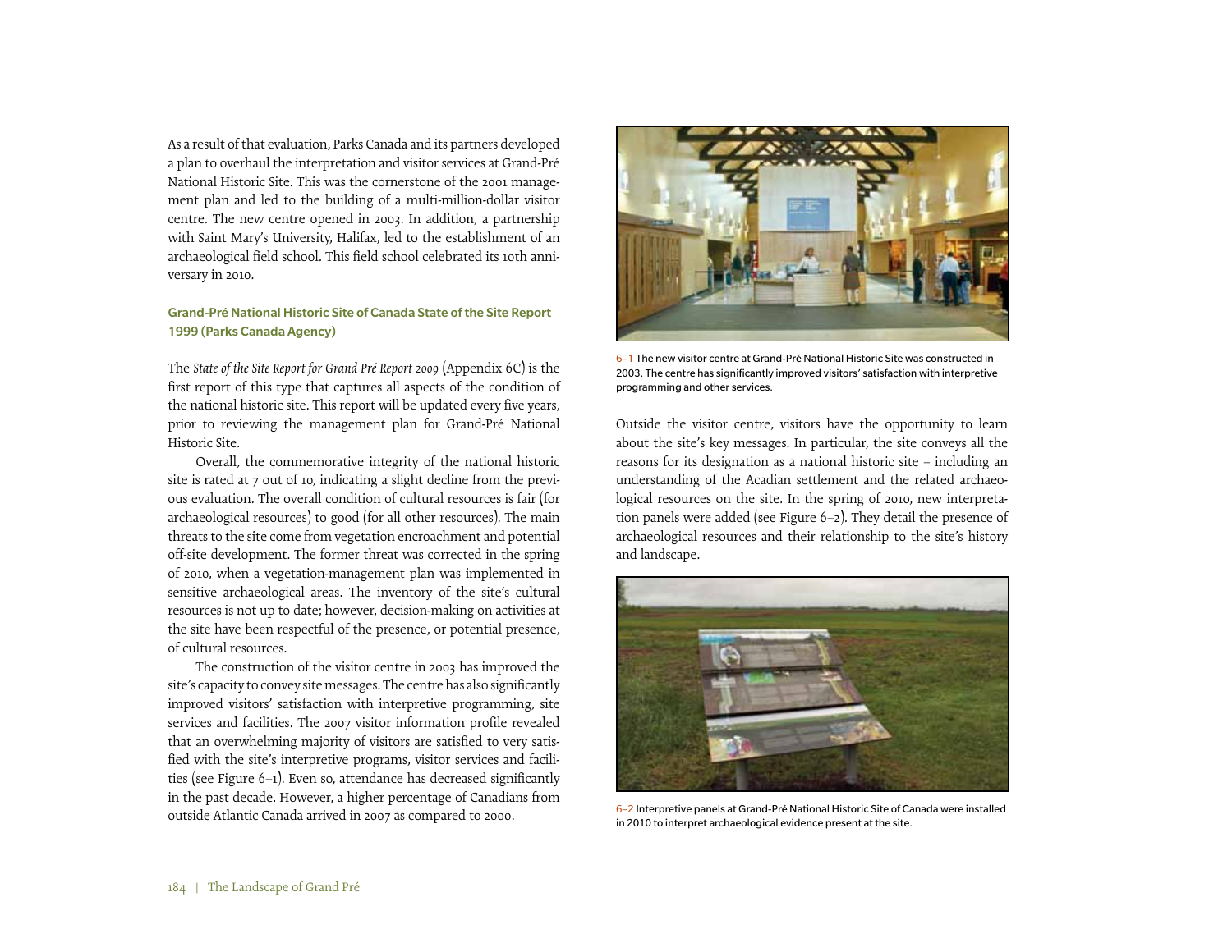As a result of that evaluation, Parks Canada and its partners developed a plan to overhaul the interpretation and visitor services at Grand-Pré National Historic Site. This was the cornerstone of the 2001 management plan and led to the building of a multi-million-dollar visitor centre. The new centre opened in 2003. In addition, a partnership with Saint Mary's University, Halifax, led to the establishment of an archaeological field school. This field school celebrated its 10th anniversary in 2010.

### Grand-Pré National Historic Site of Canada State of the Site Report 1999 (Parks Canada Agency)

The *State of the Site Report for Grand Pré Report 2009* (Appendix 6C) is the first report of this type that captures all aspects of the condition of the national historic site. This report will be updated every five years, prior to reviewing the management plan for Grand-Pré National Historic Site.

Overall, the commemorative integrity of the national historic site is rated at 7 out of 10, indicating a slight decline from the previous evaluation. The overall condition of cultural resources is fair (for archaeological resources) to good (for all other resources). The main threats to the site come from vegetation encroachment and potential off-site development. The former threat was corrected in the spring of 2010, when a vegetation-management plan was implemented in sensitive archaeological areas. The inventory of the site's cultural resources is not up to date; however, decision-making on activities at the site have been respectful of the presence, or potential presence, of cultural resources.

The construction of the visitor centre in 2003 has improved the site's capacity to convey site messages. The centre has also significantly improved visitors' satisfaction with interpretive programming, site services and facilities. The 2007 visitor information profile revealed that an overwhelming majority of visitors are satisfied to very satisfied with the site's interpretive programs, visitor services and facilities (see Figure 6–1). Even so, attendance has decreased significantly in the past decade. However, a higher percentage of Canadians from outside Atlantic Canada arrived in 2007 as compared to 2000.

6–1 The new visitor centre at Grand-Pré National Historic Site was constructed in 2003. The centre has significantly improved visitors' satisfaction with interpretive programming and other services.

Outside the visitor centre, visitors have the opportunity to learn about the site's key messages. In particular, the site conveys all the reasons for its designation as a national historic site – including an understanding of the Acadian settlement and the related archaeological resources on the site. In the spring of 2010, new interpretation panels were added (see Figure 6–2). They detail the presence of archaeological resources and their relationship to the site's history and landscape.

6–2 Interpretive panels at Grand-Pré National Historic Site of Canada were installed in 2010 to interpret archaeological evidence present at the site.